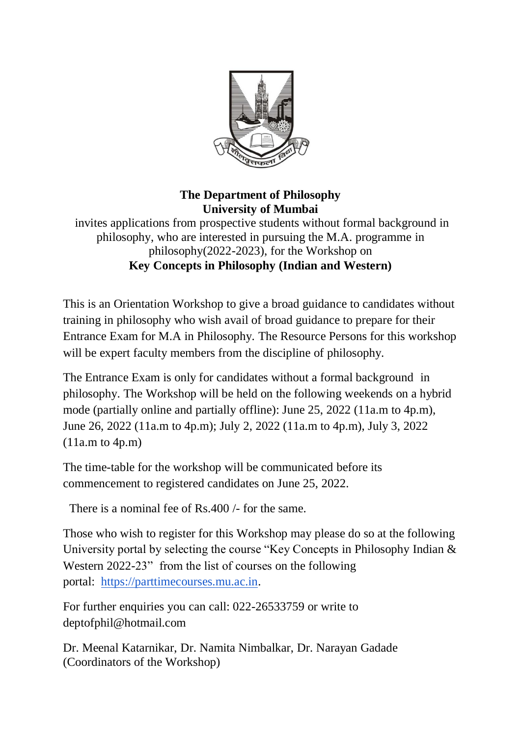**The Department of Philosophy**
**University of Mumbai**

invites applications from prospective students without formal background in philosophy, who are interested in pursuing the M.A. programme in philosophy(2022-2023), for the Workshop on

**Key Concepts in Philosophy (Indian and Western)**

This is an Orientation Workshop to give a broad guidance to candidates without training in philosophy who wish avail of broad guidance to prepare for their Entrance Exam for M.A in Philosophy. The Resource Persons for this workshop will be expert faculty members from the discipline of philosophy.

The Entrance Exam is only for candidates without a formal background in philosophy. The Workshop will be held on the following weekends on a hybrid mode (partially online and partially offline): June 25, 2022 (11a.m to 4p.m), June 26, 2022 (11a.m to 4p.m); July 2, 2022 (11a.m to 4p.m), July 3, 2022 (11a.m to 4p.m)

The time-table for the workshop will be communicated before its commencement to registered candidates on June 25, 2022.

There is a nominal fee of Rs.400 /- for the same.

Those who wish to register for this Workshop may please do so at the following University portal by selecting the course "Key Concepts in Philosophy Indian & Western 2022-23" from the list of courses on the following portal: https://parttimecourses.mu.ac.in.

For further enquiries you can call: 022-26533759 or write to deptofphil@hotmail.com

Dr. Meenal Katarnikar, Dr. Namita Nimbalkar, Dr. Narayan Gadade
(Coordinators of the Workshop)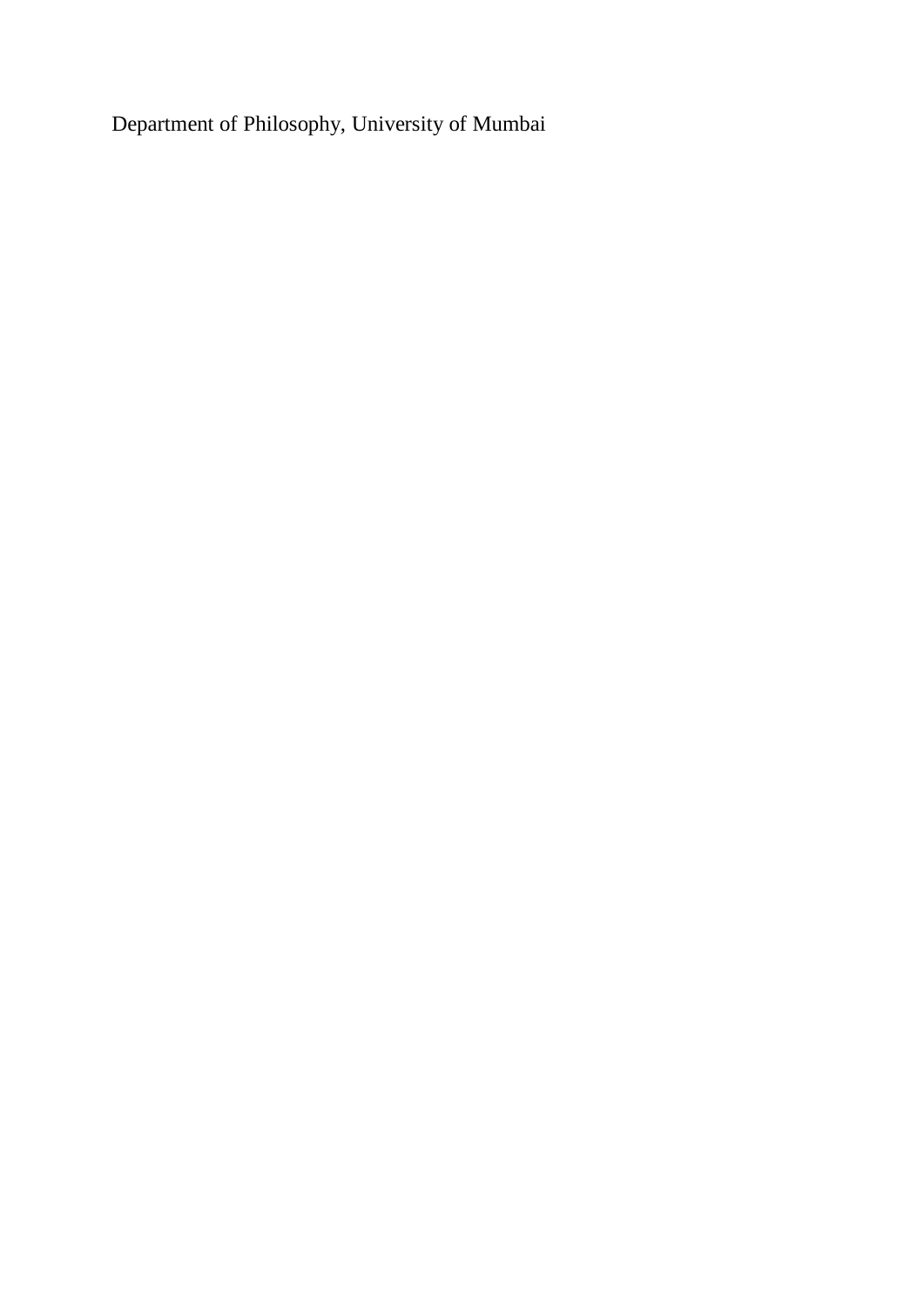Department of Philosophy, University of Mumbai